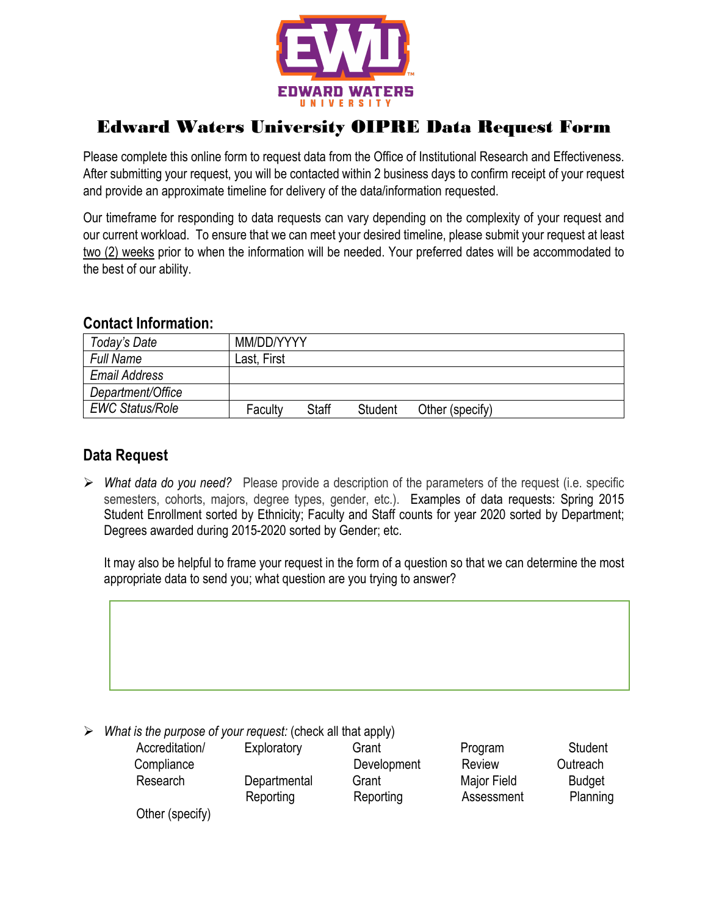# Edward Waters University OIPRE Data Request Form

Please complete this online form to request data from the Office of Institutional Research and Effectiveness. After submitting your request, you will be contacted within 2 business days to confirm receipt of your request and provide an approximate timeline for delivery of the data/information requested.

Our timeframe for responding to data requests can vary depending on the complexity of your request and our current workload. To ensure that we can meet your desired timeline, please submit your request at least two (2) weeks prior to when the information will be needed. Your preferred dates will be accommodated to the best of our ability.

## Contact Information:

| | |
|---|---|
| *Today's Date* | MM/DD/YYYY |
| *Full Name* | Last, First |
| *Email Address* | |
| *Department/Office* | |
| *EWC Status/Role* | Faculty Staff Student Other (specify) |

## Data Request

- *What data do you need?* Please provide a description of the parameters of the request (i.e. specific semesters, cohorts, majors, degree types, gender, etc.). Examples of data requests: Spring 2015 Student Enrollment sorted by Ethnicity; Faculty and Staff counts for year 2020 sorted by Department; Degrees awarded during 2015-2020 sorted by Gender; etc.

  It may also be helpful to frame your request in the form of a question so that we can determine the most appropriate data to send you; what question are you trying to answer?

- *What is the purpose of your request:* (check all that apply)

  Accreditation/Compliance | Exploratory | Grant Development | Program Review | Student Outreach

  Research | Departmental Reporting | Grant Reporting | Major Field Assessment | Budget Planning

  Other (specify)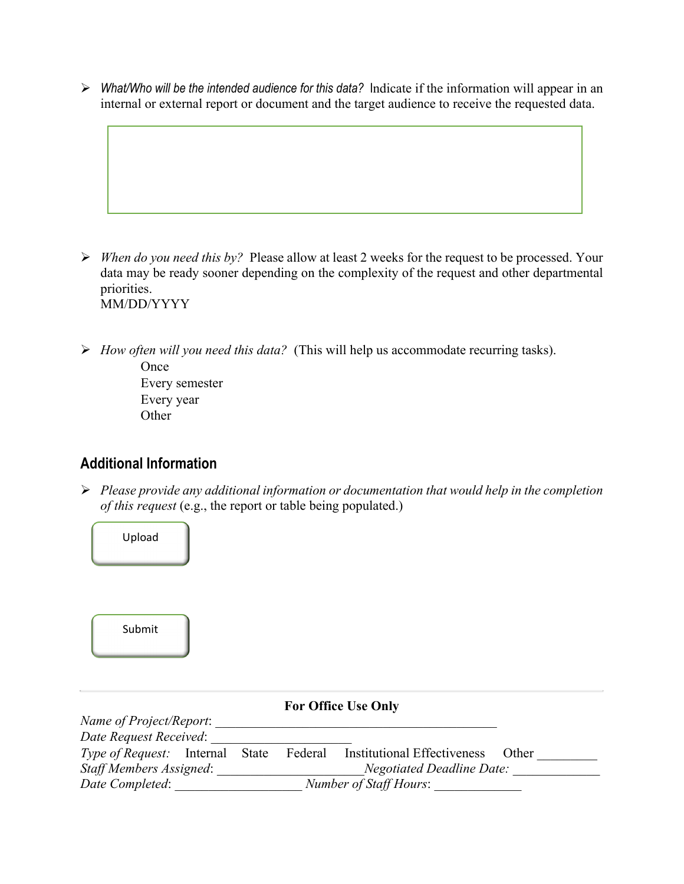- *What/Who will be the intended audience for this data?* Indicate if the information will appear in an internal or external report or document and the target audience to receive the requested data.

- *When do you need this by?* Please allow at least 2 weeks for the request to be processed. Your data may be ready sooner depending on the complexity of the request and other departmental priorities.
  MM/DD/YYYY

- *How often will you need this data?* (This will help us accommodate recurring tasks).
  - Once
  - Every semester
  - Every year
  - Other

## Additional Information

- *Please provide any additional information or documentation that would help in the completion of this request* (e.g., the report or table being populated.)

Upload

Submit

---

**For Office Use Only**

*Name of Project/Report*: ____________________________________________
*Date Request Received*: ______________________
*Type of Request:* Internal State Federal Institutional Effectiveness Other _________
*Staff Members Assigned*: ______________________ *Negotiated Deadline Date:* _____________
*Date Completed*: ____________________ *Number of Staff Hours*: ______________